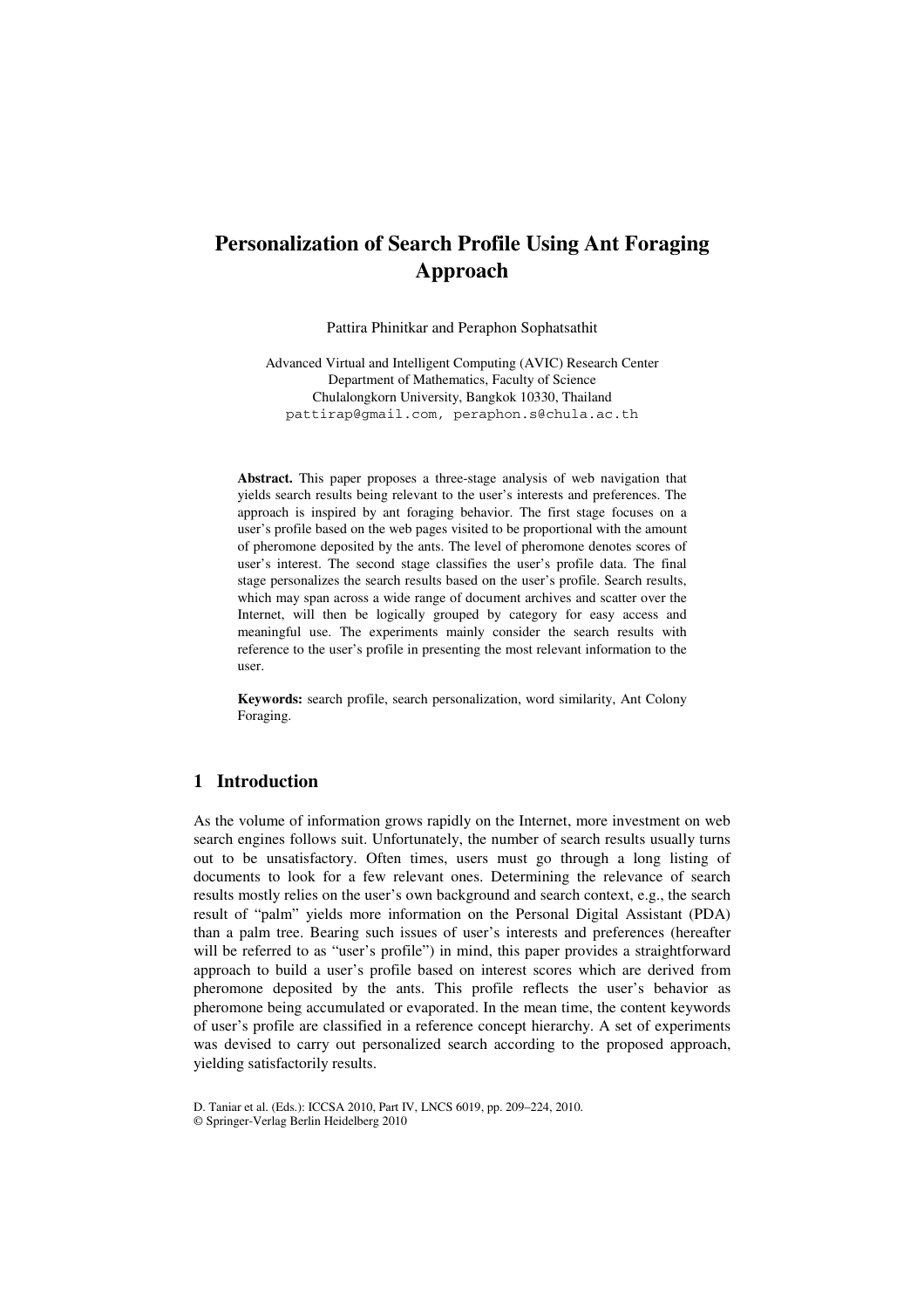# Personalization of Search Profile Using Ant Foraging Approach

Pattira Phinitkar and Peraphon Sophatsathit

Advanced Virtual and Intelligent Computing (AVIC) Research Center
Department of Mathematics, Faculty of Science
Chulalongkorn University, Bangkok 10330, Thailand
pattirap@gmail.com, peraphon.s@chula.ac.th

**Abstract.** This paper proposes a three-stage analysis of web navigation that yields search results being relevant to the user's interests and preferences. The approach is inspired by ant foraging behavior. The first stage focuses on a user's profile based on the web pages visited to be proportional with the amount of pheromone deposited by the ants. The level of pheromone denotes scores of user's interest. The second stage classifies the user's profile data. The final stage personalizes the search results based on the user's profile. Search results, which may span across a wide range of document archives and scatter over the Internet, will then be logically grouped by category for easy access and meaningful use. The experiments mainly consider the search results with reference to the user's profile in presenting the most relevant information to the user.

**Keywords:** search profile, search personalization, word similarity, Ant Colony Foraging.

## 1 Introduction

As the volume of information grows rapidly on the Internet, more investment on web search engines follows suit. Unfortunately, the number of search results usually turns out to be unsatisfactory. Often times, users must go through a long listing of documents to look for a few relevant ones. Determining the relevance of search results mostly relies on the user's own background and search context, e.g., the search result of "palm" yields more information on the Personal Digital Assistant (PDA) than a palm tree. Bearing such issues of user's interests and preferences (hereafter will be referred to as "user's profile") in mind, this paper provides a straightforward approach to build a user's profile based on interest scores which are derived from pheromone deposited by the ants. This profile reflects the user's behavior as pheromone being accumulated or evaporated. In the mean time, the content keywords of user's profile are classified in a reference concept hierarchy. A set of experiments was devised to carry out personalized search according to the proposed approach, yielding satisfactorily results.

D. Taniar et al. (Eds.): ICCSA 2010, Part IV, LNCS 6019, pp. 209–224, 2010.
© Springer-Verlag Berlin Heidelberg 2010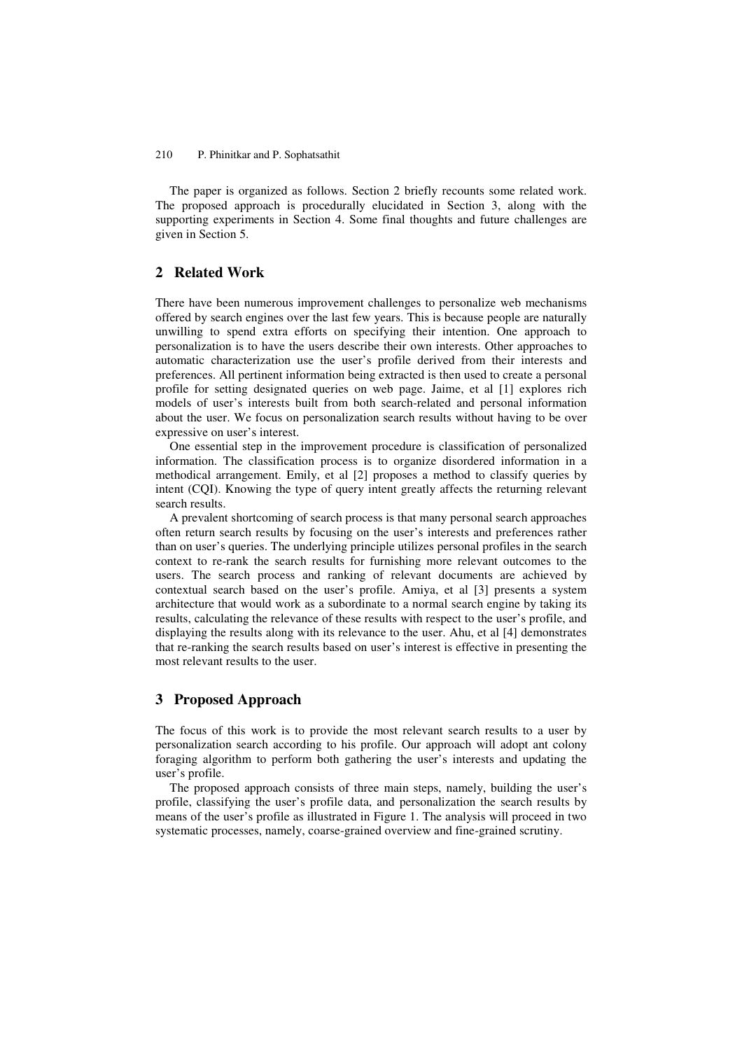The paper is organized as follows. Section 2 briefly recounts some related work. The proposed approach is procedurally elucidated in Section 3, along with the supporting experiments in Section 4. Some final thoughts and future challenges are given in Section 5.

## 2 Related Work

There have been numerous improvement challenges to personalize web mechanisms offered by search engines over the last few years. This is because people are naturally unwilling to spend extra efforts on specifying their intention. One approach to personalization is to have the users describe their own interests. Other approaches to automatic characterization use the user's profile derived from their interests and preferences. All pertinent information being extracted is then used to create a personal profile for setting designated queries on web page. Jaime, et al [1] explores rich models of user's interests built from both search-related and personal information about the user. We focus on personalization search results without having to be over expressive on user's interest.

One essential step in the improvement procedure is classification of personalized information. The classification process is to organize disordered information in a methodical arrangement. Emily, et al [2] proposes a method to classify queries by intent (CQI). Knowing the type of query intent greatly affects the returning relevant search results.

A prevalent shortcoming of search process is that many personal search approaches often return search results by focusing on the user's interests and preferences rather than on user's queries. The underlying principle utilizes personal profiles in the search context to re-rank the search results for furnishing more relevant outcomes to the users. The search process and ranking of relevant documents are achieved by contextual search based on the user's profile. Amiya, et al [3] presents a system architecture that would work as a subordinate to a normal search engine by taking its results, calculating the relevance of these results with respect to the user's profile, and displaying the results along with its relevance to the user. Ahu, et al [4] demonstrates that re-ranking the search results based on user's interest is effective in presenting the most relevant results to the user.

## 3 Proposed Approach

The focus of this work is to provide the most relevant search results to a user by personalization search according to his profile. Our approach will adopt ant colony foraging algorithm to perform both gathering the user's interests and updating the user's profile.

The proposed approach consists of three main steps, namely, building the user's profile, classifying the user's profile data, and personalization the search results by means of the user's profile as illustrated in Figure 1. The analysis will proceed in two systematic processes, namely, coarse-grained overview and fine-grained scrutiny.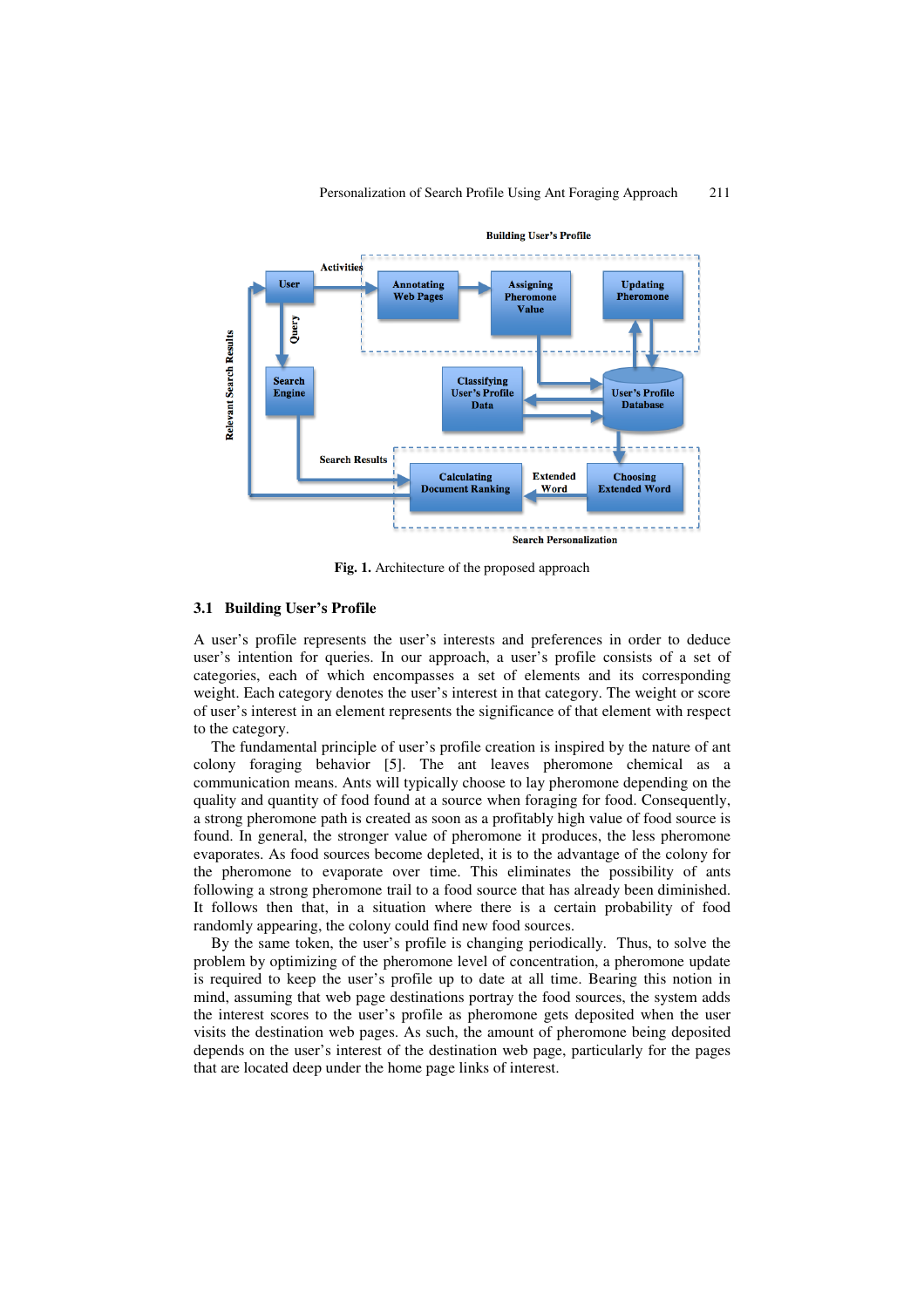Fig. 1. Architecture of the proposed approach

### 3.1 Building User's Profile

A user's profile represents the user's interests and preferences in order to deduce user's intention for queries. In our approach, a user's profile consists of a set of categories, each of which encompasses a set of elements and its corresponding weight. Each category denotes the user's interest in that category. The weight or score of user's interest in an element represents the significance of that element with respect to the category.

The fundamental principle of user's profile creation is inspired by the nature of ant colony foraging behavior [5]. The ant leaves pheromone chemical as a communication means. Ants will typically choose to lay pheromone depending on the quality and quantity of food found at a source when foraging for food. Consequently, a strong pheromone path is created as soon as a profitably high value of food source is found. In general, the stronger value of pheromone it produces, the less pheromone evaporates. As food sources become depleted, it is to the advantage of the colony for the pheromone to evaporate over time. This eliminates the possibility of ants following a strong pheromone trail to a food source that has already been diminished. It follows then that, in a situation where there is a certain probability of food randomly appearing, the colony could find new food sources.

By the same token, the user's profile is changing periodically. Thus, to solve the problem by optimizing of the pheromone level of concentration, a pheromone update is required to keep the user's profile up to date at all time. Bearing this notion in mind, assuming that web page destinations portray the food sources, the system adds the interest scores to the user's profile as pheromone gets deposited when the user visits the destination web pages. As such, the amount of pheromone being deposited depends on the user's interest of the destination web page, particularly for the pages that are located deep under the home page links of interest.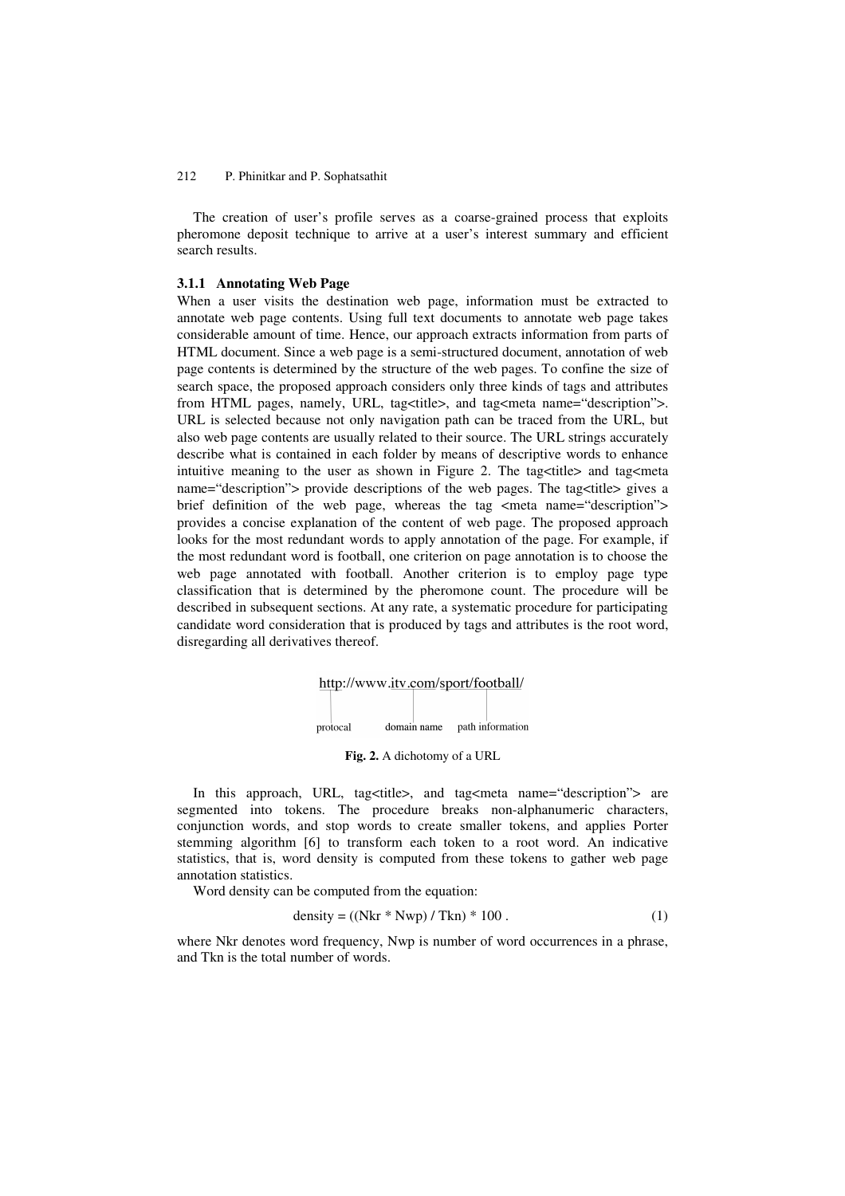The creation of user's profile serves as a coarse-grained process that exploits pheromone deposit technique to arrive at a user's interest summary and efficient search results.

### 3.1.1 Annotating Web Page

When a user visits the destination web page, information must be extracted to annotate web page contents. Using full text documents to annotate web page takes considerable amount of time. Hence, our approach extracts information from parts of HTML document. Since a web page is a semi-structured document, annotation of web page contents is determined by the structure of the web pages. To confine the size of search space, the proposed approach considers only three kinds of tags and attributes from HTML pages, namely, URL, tag<title>, and tag<meta name="description">. URL is selected because not only navigation path can be traced from the URL, but also web page contents are usually related to their source. The URL strings accurately describe what is contained in each folder by means of descriptive words to enhance intuitive meaning to the user as shown in Figure 2. The tag<title> and tag<meta name="description"> provide descriptions of the web pages. The tag<title> gives a brief definition of the web page, whereas the tag <meta name="description"> provides a concise explanation of the content of web page. The proposed approach looks for the most redundant words to apply annotation of the page. For example, if the most redundant word is football, one criterion on page annotation is to choose the web page annotated with football. Another criterion is to employ page type classification that is determined by the pheromone count. The procedure will be described in subsequent sections. At any rate, a systematic procedure for participating candidate word consideration that is produced by tags and attributes is the root word, disregarding all derivatives thereof.

http://www.itv.com/sport/football/

protocal domain name path information

**Fig. 2.** A dichotomy of a URL

In this approach, URL, tag<title>, and tag<meta name="description"> are segmented into tokens. The procedure breaks non-alphanumeric characters, conjunction words, and stop words to create smaller tokens, and applies Porter stemming algorithm [6] to transform each token to a root word. An indicative statistics, that is, word density is computed from these tokens to gather web page annotation statistics.

Word density can be computed from the equation:

$$\text{density} = ((Nkr * Nwp) / Tkn) * 100 . \tag{1}$$

where Nkr denotes word frequency, Nwp is number of word occurrences in a phrase, and Tkn is the total number of words.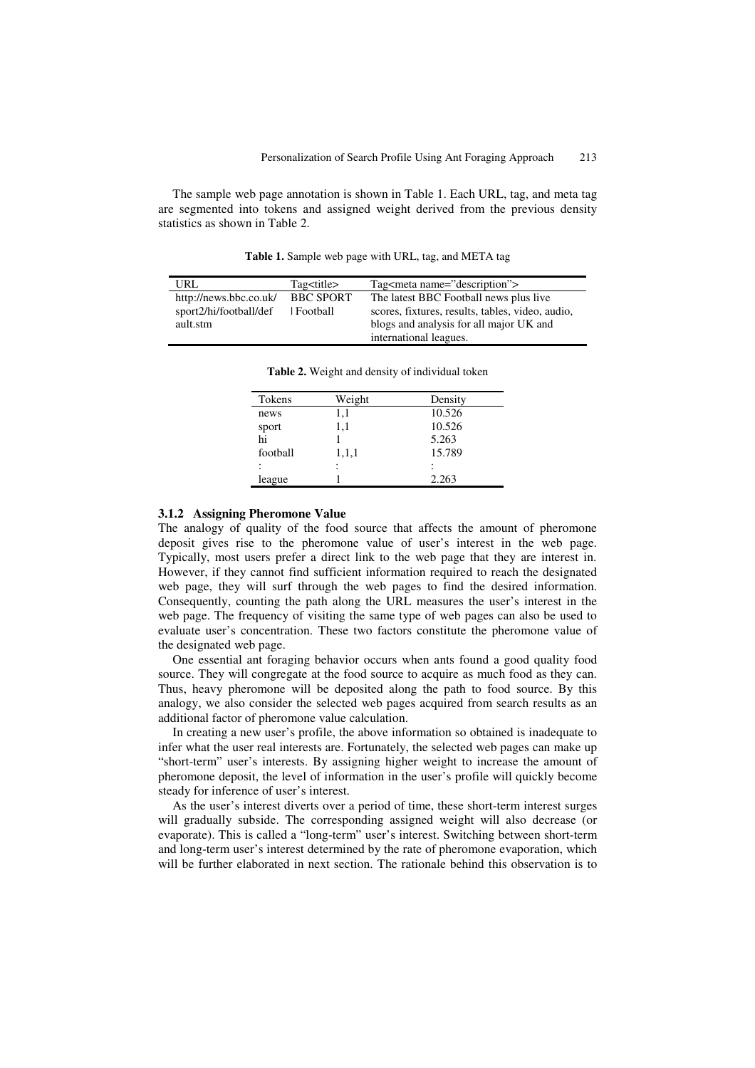The sample web page annotation is shown in Table 1. Each URL, tag, and meta tag are segmented into tokens and assigned weight derived from the previous density statistics as shown in Table 2.

**Table 1.** Sample web page with URL, tag, and META tag

| URL | Tag<title> | Tag<meta name="description"> |
|---|---|---|
| http://news.bbc.co.uk/sport2/hi/football/default.stm | BBC SPORT \| Football | The latest BBC Football news plus live scores, fixtures, results, tables, video, audio, blogs and analysis for all major UK and international leagues. |

**Table 2.** Weight and density of individual token

| Tokens | Weight | Density |
|---|---|---|
| news | 1,1 | 10.526 |
| sport | 1,1 | 10.526 |
| hi | 1 | 5.263 |
| football | 1,1,1 | 15.789 |
| : | : | : |
| league | 1 | 2.263 |

### 3.1.2 Assigning Pheromone Value

The analogy of quality of the food source that affects the amount of pheromone deposit gives rise to the pheromone value of user's interest in the web page. Typically, most users prefer a direct link to the web page that they are interest in. However, if they cannot find sufficient information required to reach the designated web page, they will surf through the web pages to find the desired information. Consequently, counting the path along the URL measures the user's interest in the web page. The frequency of visiting the same type of web pages can also be used to evaluate user's concentration. These two factors constitute the pheromone value of the designated web page.

One essential ant foraging behavior occurs when ants found a good quality food source. They will congregate at the food source to acquire as much food as they can. Thus, heavy pheromone will be deposited along the path to food source. By this analogy, we also consider the selected web pages acquired from search results as an additional factor of pheromone value calculation.

In creating a new user's profile, the above information so obtained is inadequate to infer what the user real interests are. Fortunately, the selected web pages can make up "short-term" user's interests. By assigning higher weight to increase the amount of pheromone deposit, the level of information in the user's profile will quickly become steady for inference of user's interest.

As the user's interest diverts over a period of time, these short-term interest surges will gradually subside. The corresponding assigned weight will also decrease (or evaporate). This is called a "long-term" user's interest. Switching between short-term and long-term user's interest determined by the rate of pheromone evaporation, which will be further elaborated in next section. The rationale behind this observation is to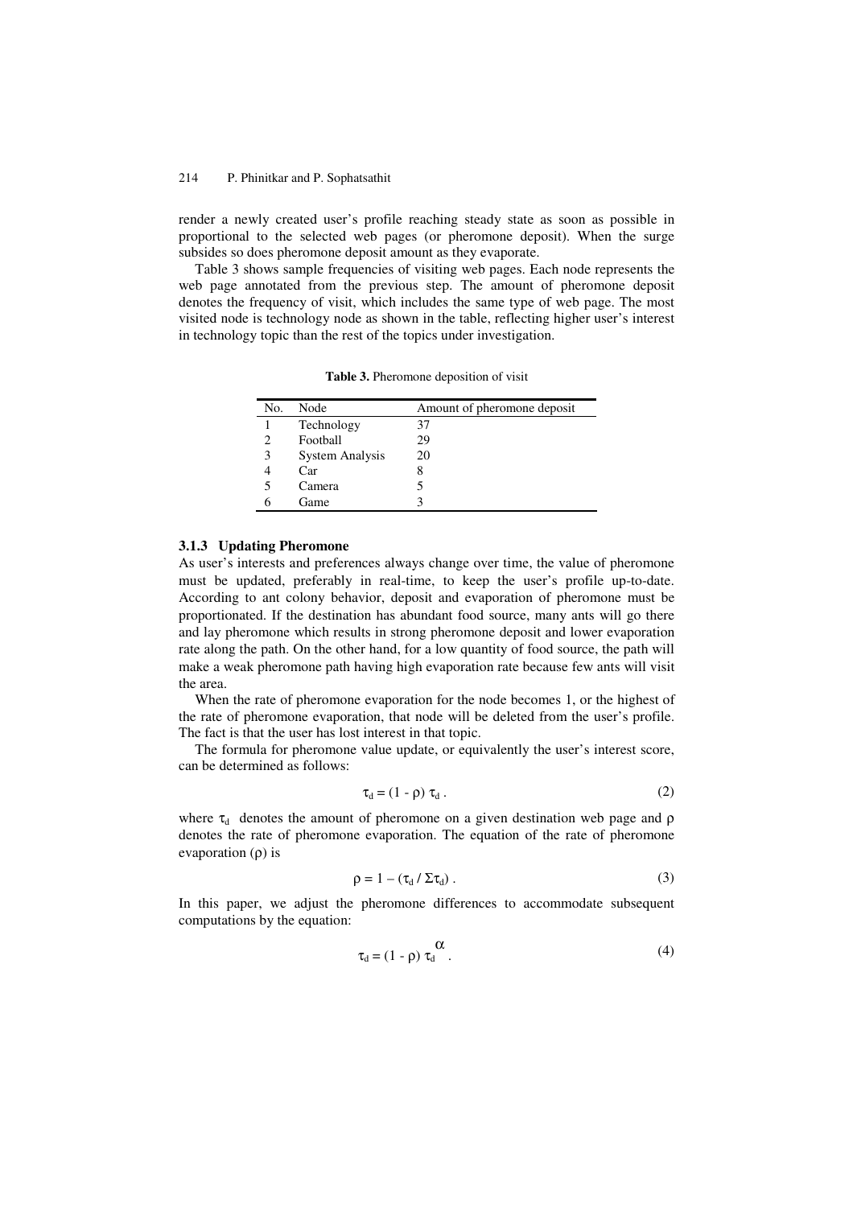render a newly created user's profile reaching steady state as soon as possible in proportional to the selected web pages (or pheromone deposit). When the surge subsides so does pheromone deposit amount as they evaporate.

Table 3 shows sample frequencies of visiting web pages. Each node represents the web page annotated from the previous step. The amount of pheromone deposit denotes the frequency of visit, which includes the same type of web page. The most visited node is technology node as shown in the table, reflecting higher user's interest in technology topic than the rest of the topics under investigation.

**Table 3.** Pheromone deposition of visit

| No. | Node | Amount of pheromone deposit |
|---|---|---|
| 1 | Technology | 37 |
| 2 | Football | 29 |
| 3 | System Analysis | 20 |
| 4 | Car | 8 |
| 5 | Camera | 5 |
| 6 | Game | 3 |

### 3.1.3 Updating Pheromone

As user's interests and preferences always change over time, the value of pheromone must be updated, preferably in real-time, to keep the user's profile up-to-date. According to ant colony behavior, deposit and evaporation of pheromone must be proportionated. If the destination has abundant food source, many ants will go there and lay pheromone which results in strong pheromone deposit and lower evaporation rate along the path. On the other hand, for a low quantity of food source, the path will make a weak pheromone path having high evaporation rate because few ants will visit the area.

When the rate of pheromone evaporation for the node becomes 1, or the highest of the rate of pheromone evaporation, that node will be deleted from the user's profile. The fact is that the user has lost interest in that topic.

The formula for pheromone value update, or equivalently the user's interest score, can be determined as follows:

$$\tau_d = (1 - \rho)\, \tau_d \,. \tag{2}$$

where $\tau_d$ denotes the amount of pheromone on a given destination web page and $\rho$ denotes the rate of pheromone evaporation. The equation of the rate of pheromone evaporation ($\rho$) is

$$\rho = 1 - (\tau_d / \Sigma\tau_d) \,. \tag{3}$$

In this paper, we adjust the pheromone differences to accommodate subsequent computations by the equation:

$$\tau_d = (1 - \rho)\, \tau_d^{\alpha} \,. \tag{4}$$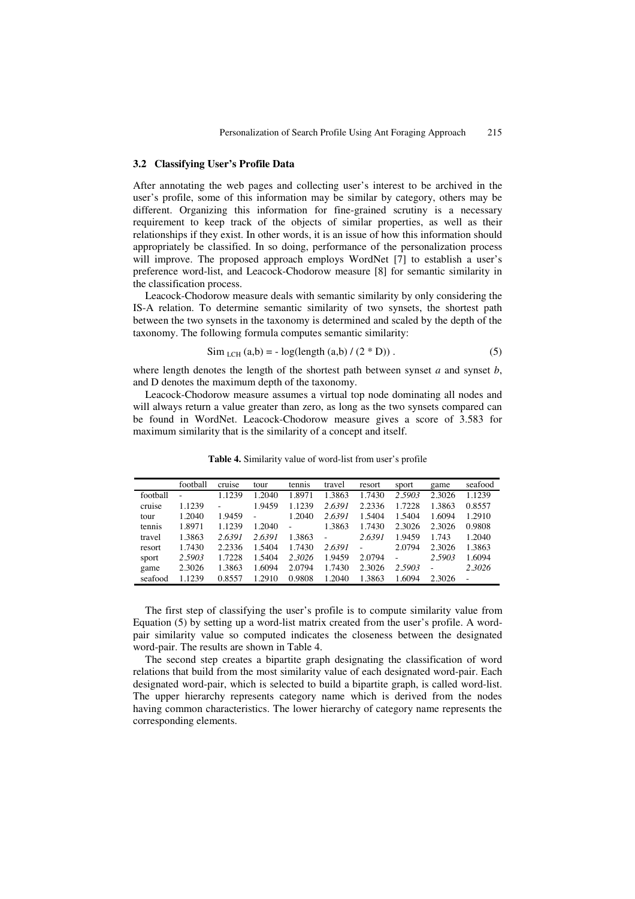### 3.2 Classifying User's Profile Data

After annotating the web pages and collecting user's interest to be archived in the user's profile, some of this information may be similar by category, others may be different. Organizing this information for fine-grained scrutiny is a necessary requirement to keep track of the objects of similar properties, as well as their relationships if they exist. In other words, it is an issue of how this information should appropriately be classified. In so doing, performance of the personalization process will improve. The proposed approach employs WordNet [7] to establish a user's preference word-list, and Leacock-Chodorow measure [8] for semantic similarity in the classification process.

Leacock-Chodorow measure deals with semantic similarity by only considering the IS-A relation. To determine semantic similarity of two synsets, the shortest path between the two synsets in the taxonomy is determined and scaled by the depth of the taxonomy. The following formula computes semantic similarity:

$$\text{Sim}_{LCH}(a,b) = -\log(\text{length}(a,b) / (2 * D)) . \tag{5}$$

where length denotes the length of the shortest path between synset *a* and synset *b*, and D denotes the maximum depth of the taxonomy.

Leacock-Chodorow measure assumes a virtual top node dominating all nodes and will always return a value greater than zero, as long as the two synsets compared can be found in WordNet. Leacock-Chodorow measure gives a score of 3.583 for maximum similarity that is the similarity of a concept and itself.

**Table 4.** Similarity value of word-list from user's profile

| | football | cruise | tour | tennis | travel | resort | sport | game | seafood |
|---|---|---|---|---|---|---|---|---|---|
| football | - | 1.1239 | 1.2040 | 1.8971 | 1.3863 | 1.7430 | *2.5903* | 2.3026 | 1.1239 |
| cruise | 1.1239 | - | 1.9459 | 1.1239 | *2.6391* | 2.2336 | 1.7228 | 1.3863 | 0.8557 |
| tour | 1.2040 | 1.9459 | - | 1.2040 | *2.6391* | 1.5404 | 1.5404 | 1.6094 | 1.2910 |
| tennis | 1.8971 | 1.1239 | 1.2040 | - | 1.3863 | 1.7430 | 2.3026 | 2.3026 | 0.9808 |
| travel | 1.3863 | *2.6391* | *2.6391* | 1.3863 | - | *2.6391* | 1.9459 | 1.743 | 1.2040 |
| resort | 1.7430 | 2.2336 | 1.5404 | 1.7430 | *2.6391* | - | 2.0794 | 2.3026 | 1.3863 |
| sport | *2.5903* | 1.7228 | 1.5404 | *2.3026* | 1.9459 | 2.0794 | - | *2.5903* | 1.6094 |
| game | 2.3026 | 1.3863 | 1.6094 | 2.0794 | 1.7430 | 2.3026 | *2.5903* | - | *2.3026* |
| seafood | 1.1239 | 0.8557 | 1.2910 | 0.9808 | 1.2040 | 1.3863 | 1.6094 | 2.3026 | - |

The first step of classifying the user's profile is to compute similarity value from Equation (5) by setting up a word-list matrix created from the user's profile. A word-pair similarity value so computed indicates the closeness between the designated word-pair. The results are shown in Table 4.

The second step creates a bipartite graph designating the classification of word relations that build from the most similarity value of each designated word-pair. Each designated word-pair, which is selected to build a bipartite graph, is called word-list. The upper hierarchy represents category name which is derived from the nodes having common characteristics. The lower hierarchy of category name represents the corresponding elements.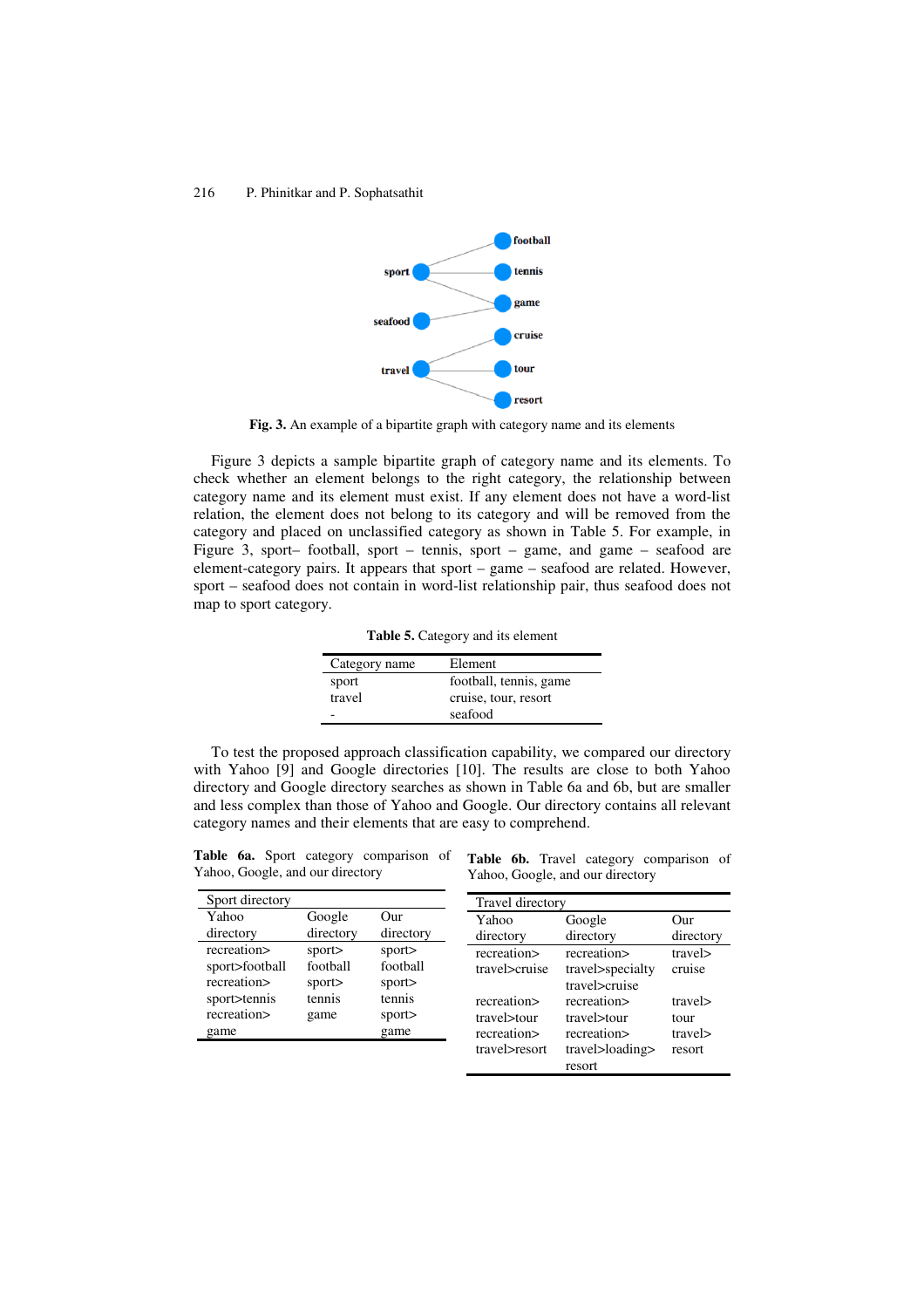**Fig. 3.** An example of a bipartite graph with category name and its elements

Figure 3 depicts a sample bipartite graph of category name and its elements. To check whether an element belongs to the right category, the relationship between category name and its element must exist. If any element does not have a word-list relation, the element does not belong to its category and will be removed from the category and placed on unclassified category as shown in Table 5. For example, in Figure 3, sport– football, sport – tennis, sport – game, and game – seafood are element-category pairs. It appears that sport – game – seafood are related. However, sport – seafood does not contain in word-list relationship pair, thus seafood does not map to sport category.

**Table 5.** Category and its element

| Category name | Element |
|---|---|
| sport | football, tennis, game |
| travel | cruise, tour, resort |
| - | seafood |

To test the proposed approach classification capability, we compared our directory with Yahoo [9] and Google directories [10]. The results are close to both Yahoo directory and Google directory searches as shown in Table 6a and 6b, but are smaller and less complex than those of Yahoo and Google. Our directory contains all relevant category names and their elements that are easy to comprehend.

**Table 6a.** Sport category comparison of Yahoo, Google, and our directory

| Sport directory | | |
|---|---|---|
| Yahoo directory | Google directory | Our directory |
| recreation> sport>football | sport> football | sport> football |
| recreation> sport>tennis | sport> tennis | sport> tennis |
| recreation> game | game | sport> game |

**Table 6b.** Travel category comparison of Yahoo, Google, and our directory

| Travel directory | | |
|---|---|---|
| Yahoo directory | Google directory | Our directory |
| recreation> travel>cruise | recreation> travel>specialty travel>cruise | travel> cruise |
| recreation> travel>tour | recreation> travel>tour | travel> tour |
| recreation> travel>resort | recreation> travel>loading> resort | travel> resort |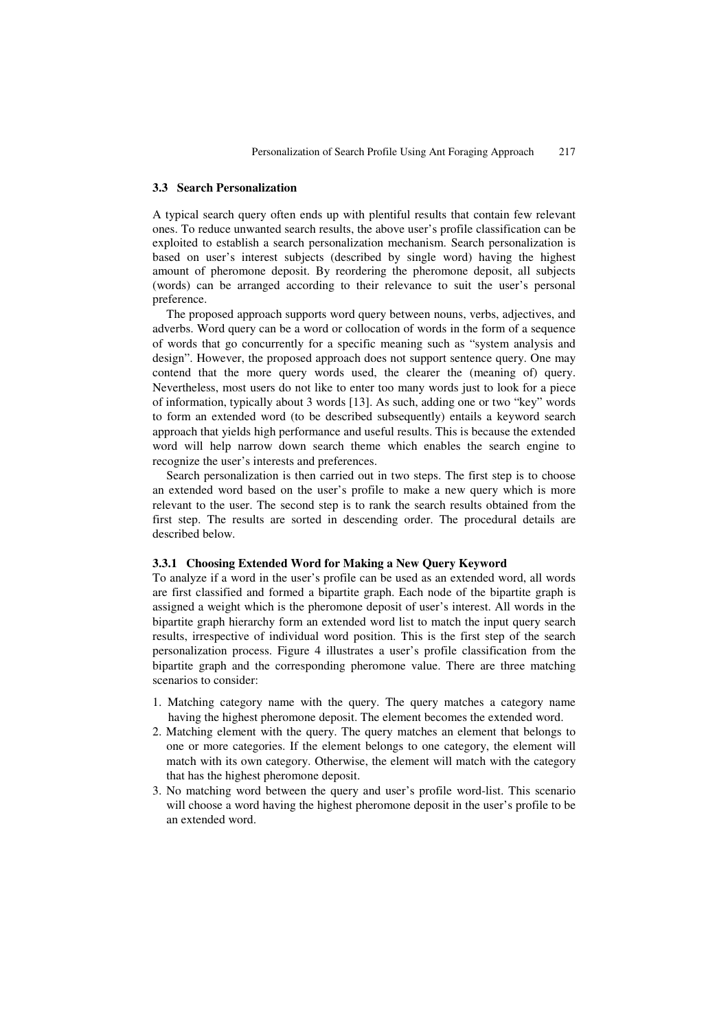### 3.3 Search Personalization

A typical search query often ends up with plentiful results that contain few relevant ones. To reduce unwanted search results, the above user's profile classification can be exploited to establish a search personalization mechanism. Search personalization is based on user's interest subjects (described by single word) having the highest amount of pheromone deposit. By reordering the pheromone deposit, all subjects (words) can be arranged according to their relevance to suit the user's personal preference.

The proposed approach supports word query between nouns, verbs, adjectives, and adverbs. Word query can be a word or collocation of words in the form of a sequence of words that go concurrently for a specific meaning such as "system analysis and design". However, the proposed approach does not support sentence query. One may contend that the more query words used, the clearer the (meaning of) query. Nevertheless, most users do not like to enter too many words just to look for a piece of information, typically about 3 words [13]. As such, adding one or two "key" words to form an extended word (to be described subsequently) entails a keyword search approach that yields high performance and useful results. This is because the extended word will help narrow down search theme which enables the search engine to recognize the user's interests and preferences.

Search personalization is then carried out in two steps. The first step is to choose an extended word based on the user's profile to make a new query which is more relevant to the user. The second step is to rank the search results obtained from the first step. The results are sorted in descending order. The procedural details are described below.

#### 3.3.1 Choosing Extended Word for Making a New Query Keyword

To analyze if a word in the user's profile can be used as an extended word, all words are first classified and formed a bipartite graph. Each node of the bipartite graph is assigned a weight which is the pheromone deposit of user's interest. All words in the bipartite graph hierarchy form an extended word list to match the input query search results, irrespective of individual word position. This is the first step of the search personalization process. Figure 4 illustrates a user's profile classification from the bipartite graph and the corresponding pheromone value. There are three matching scenarios to consider:

1. Matching category name with the query. The query matches a category name having the highest pheromone deposit. The element becomes the extended word.
2. Matching element with the query. The query matches an element that belongs to one or more categories. If the element belongs to one category, the element will match with its own category. Otherwise, the element will match with the category that has the highest pheromone deposit.
3. No matching word between the query and user's profile word-list. This scenario will choose a word having the highest pheromone deposit in the user's profile to be an extended word.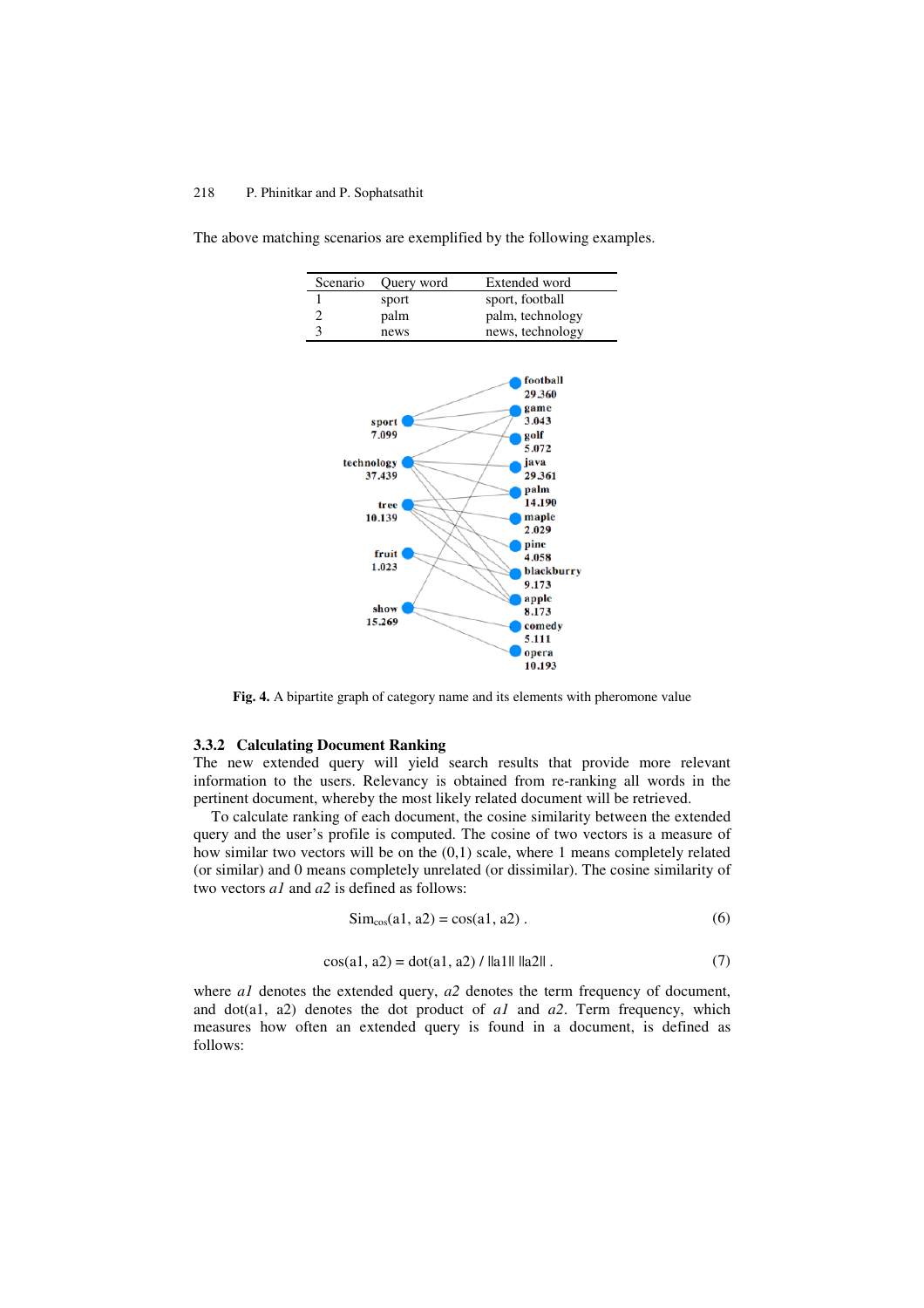The above matching scenarios are exemplified by the following examples.

| Scenario | Query word | Extended word |
|---|---|---|
| 1 | sport | sport, football |
| 2 | palm | palm, technology |
| 3 | news | news, technology |

**Fig. 4.** A bipartite graph of category name and its elements with pheromone value

### 3.3.2 Calculating Document Ranking

The new extended query will yield search results that provide more relevant information to the users. Relevancy is obtained from re-ranking all words in the pertinent document, whereby the most likely related document will be retrieved.

To calculate ranking of each document, the cosine similarity between the extended query and the user's profile is computed. The cosine of two vectors is a measure of how similar two vectors will be on the (0,1) scale, where 1 means completely related (or similar) and 0 means completely unrelated (or dissimilar). The cosine similarity of two vectors *a1* and *a2* is defined as follows:

$$\mathrm{Sim}_{\cos}(a1, a2) = \cos(a1, a2) \ . \tag{6}$$

$$\cos(a1, a2) = \mathrm{dot}(a1, a2) \,/\, \|a1\| \, \|a2\| \ . \tag{7}$$

where *a1* denotes the extended query, *a2* denotes the term frequency of document, and dot(a1, a2) denotes the dot product of *a1* and *a2*. Term frequency, which measures how often an extended query is found in a document, is defined as follows: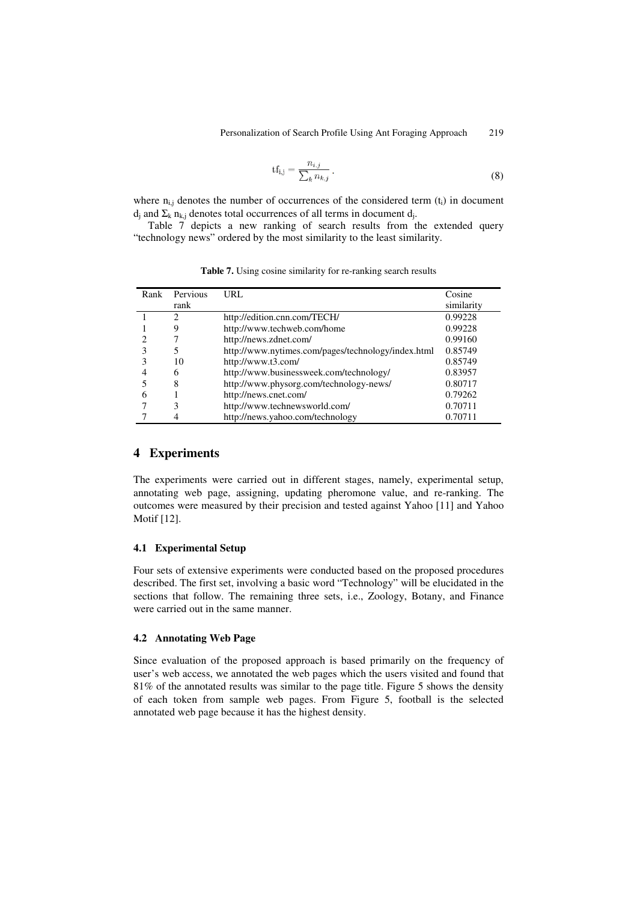$$\mathrm{tf_{i,j}} = \frac{n_{i,j}}{\sum_k n_{k,j}} \,. \tag{8}$$

where $n_{i,j}$ denotes the number of occurrences of the considered term ($t_i$) in document $d_j$ and $\Sigma_k \, n_{k,j}$ denotes total occurrences of all terms in document $d_j$.

Table 7 depicts a new ranking of search results from the extended query "technology news" ordered by the most similarity to the least similarity.

**Table 7.** Using cosine similarity for re-ranking search results

| Rank | Pervious rank | URL | Cosine similarity |
|---|---|---|---|
| 1 | 2 | http://edition.cnn.com/TECH/ | 0.99228 |
| 1 | 9 | http://www.techweb.com/home | 0.99228 |
| 2 | 7 | http://news.zdnet.com/ | 0.99160 |
| 3 | 5 | http://www.nytimes.com/pages/technology/index.html | 0.85749 |
| 3 | 10 | http://www.t3.com/ | 0.85749 |
| 4 | 6 | http://www.businessweek.com/technology/ | 0.83957 |
| 5 | 8 | http://www.physorg.com/technology-news/ | 0.80717 |
| 6 | 1 | http://news.cnet.com/ | 0.79262 |
| 7 | 3 | http://www.technewsworld.com/ | 0.70711 |
| 7 | 4 | http://news.yahoo.com/technology | 0.70711 |

## 4 Experiments

The experiments were carried out in different stages, namely, experimental setup, annotating web page, assigning, updating pheromone value, and re-ranking. The outcomes were measured by their precision and tested against Yahoo [11] and Yahoo Motif [12].

### 4.1 Experimental Setup

Four sets of extensive experiments were conducted based on the proposed procedures described. The first set, involving a basic word "Technology" will be elucidated in the sections that follow. The remaining three sets, i.e., Zoology, Botany, and Finance were carried out in the same manner.

### 4.2 Annotating Web Page

Since evaluation of the proposed approach is based primarily on the frequency of user's web access, we annotated the web pages which the users visited and found that 81% of the annotated results was similar to the page title. Figure 5 shows the density of each token from sample web pages. From Figure 5, football is the selected annotated web page because it has the highest density.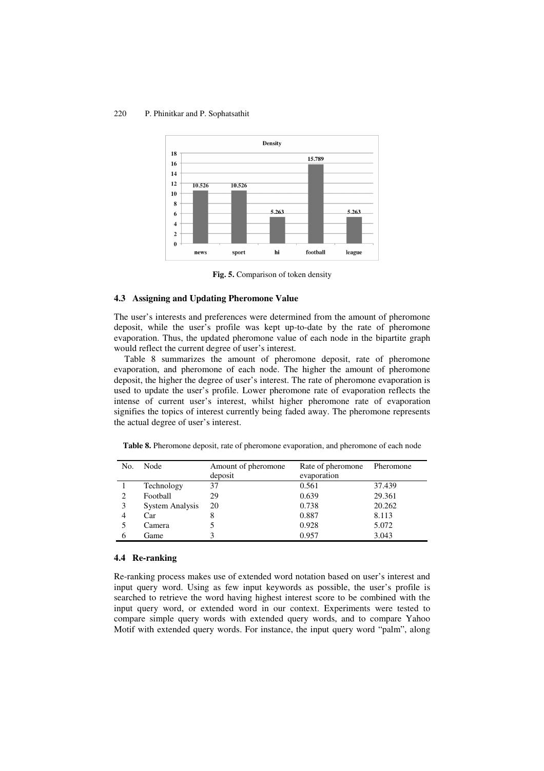Fig. 5. Comparison of token density

### 4.3 Assigning and Updating Pheromone Value

The user's interests and preferences were determined from the amount of pheromone deposit, while the user's profile was kept up-to-date by the rate of pheromone evaporation. Thus, the updated pheromone value of each node in the bipartite graph would reflect the current degree of user's interest.

Table 8 summarizes the amount of pheromone deposit, rate of pheromone evaporation, and pheromone of each node. The higher the amount of pheromone deposit, the higher the degree of user's interest. The rate of pheromone evaporation is used to update the user's profile. Lower pheromone rate of evaporation reflects the intense of current user's interest, whilst higher pheromone rate of evaporation signifies the topics of interest currently being faded away. The pheromone represents the actual degree of user's interest.

**Table 8.** Pheromone deposit, rate of pheromone evaporation, and pheromone of each node

| No. | Node | Amount of pheromone deposit | Rate of pheromone evaporation | Pheromone |
|---|---|---|---|---|
| 1 | Technology | 37 | 0.561 | 37.439 |
| 2 | Football | 29 | 0.639 | 29.361 |
| 3 | System Analysis | 20 | 0.738 | 20.262 |
| 4 | Car | 8 | 0.887 | 8.113 |
| 5 | Camera | 5 | 0.928 | 5.072 |
| 6 | Game | 3 | 0.957 | 3.043 |

### 4.4 Re-ranking

Re-ranking process makes use of extended word notation based on user's interest and input query word. Using as few input keywords as possible, the user's profile is searched to retrieve the word having highest interest score to be combined with the input query word, or extended word in our context. Experiments were tested to compare simple query words with extended query words, and to compare Yahoo Motif with extended query words. For instance, the input query word "palm", along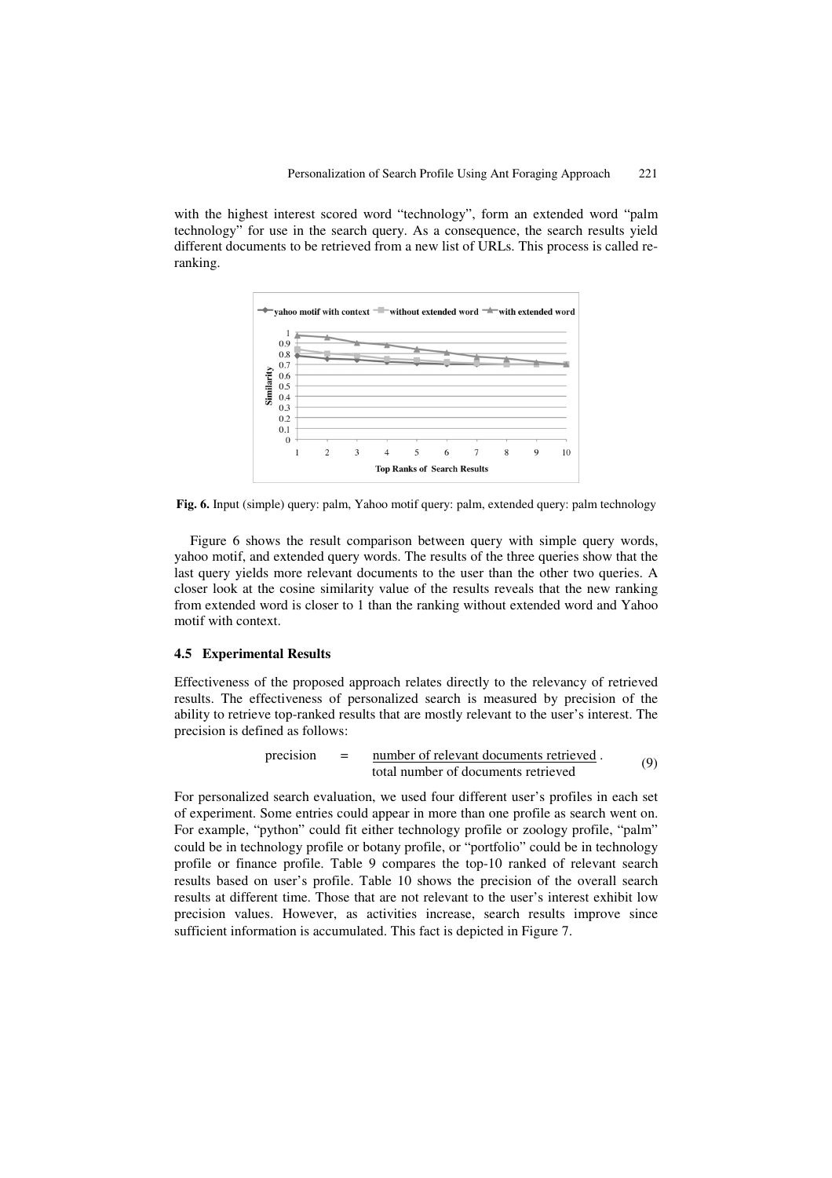with the highest interest scored word "technology", form an extended word "palm technology" for use in the search query. As a consequence, the search results yield different documents to be retrieved from a new list of URLs. This process is called re-ranking.

**Fig. 6.** Input (simple) query: palm, Yahoo motif query: palm, extended query: palm technology

Figure 6 shows the result comparison between query with simple query words, yahoo motif, and extended query words. The results of the three queries show that the last query yields more relevant documents to the user than the other two queries. A closer look at the cosine similarity value of the results reveals that the new ranking from extended word is closer to 1 than the ranking without extended word and Yahoo motif with context.

### 4.5 Experimental Results

Effectiveness of the proposed approach relates directly to the relevancy of retrieved results. The effectiveness of personalized search is measured by precision of the ability to retrieve top-ranked results that are mostly relevant to the user's interest. The precision is defined as follows:

$$\text{precision} = \frac{\text{number of relevant documents retrieved}}{\text{total number of documents retrieved}} . \tag{9}$$

For personalized search evaluation, we used four different user's profiles in each set of experiment. Some entries could appear in more than one profile as search went on. For example, "python" could fit either technology profile or zoology profile, "palm" could be in technology profile or botany profile, or "portfolio" could be in technology profile or finance profile. Table 9 compares the top-10 ranked of relevant search results based on user's profile. Table 10 shows the precision of the overall search results at different time. Those that are not relevant to the user's interest exhibit low precision values. However, as activities increase, search results improve since sufficient information is accumulated. This fact is depicted in Figure 7.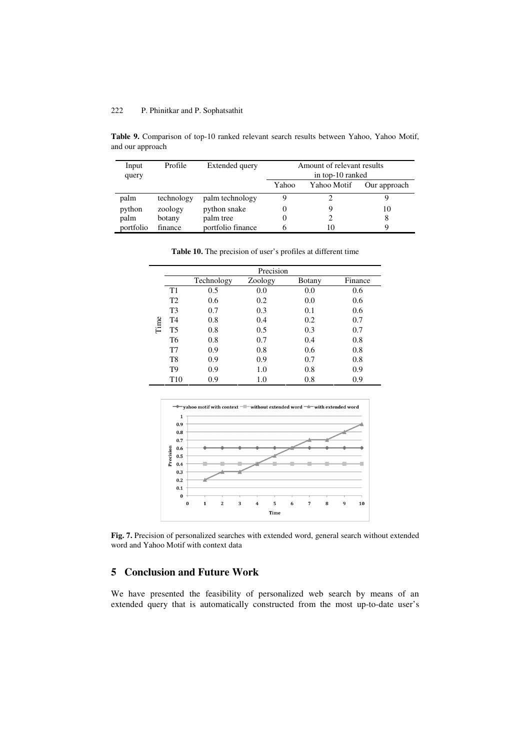**Table 9.** Comparison of top-10 ranked relevant search results between Yahoo, Yahoo Motif, and our approach

| Input query | Profile | Extended query | Amount of relevant results in top-10 ranked | | |
|---|---|---|---|---|---|
| | | | Yahoo | Yahoo Motif | Our approach |
| palm | technology | palm technology | 9 | 2 | 9 |
| python | zoology | python snake | 0 | 9 | 10 |
| palm | botany | palm tree | 0 | 2 | 8 |
| portfolio | finance | portfolio finance | 6 | 10 | 9 |

**Table 10.** The precision of user's profiles at different time

| | | Precision | | | |
|---|---|---|---|---|---|
| | | Technology | Zoology | Botany | Finance |
| Time | T1 | 0.5 | 0.0 | 0.0 | 0.6 |
| | T2 | 0.6 | 0.2 | 0.0 | 0.6 |
| | T3 | 0.7 | 0.3 | 0.1 | 0.6 |
| | T4 | 0.8 | 0.4 | 0.2 | 0.7 |
| | T5 | 0.8 | 0.5 | 0.3 | 0.7 |
| | T6 | 0.8 | 0.7 | 0.4 | 0.8 |
| | T7 | 0.9 | 0.8 | 0.6 | 0.8 |
| | T8 | 0.9 | 0.9 | 0.7 | 0.8 |
| | T9 | 0.9 | 1.0 | 0.8 | 0.9 |
| | T10 | 0.9 | 1.0 | 0.8 | 0.9 |

**Fig. 7.** Precision of personalized searches with extended word, general search without extended word and Yahoo Motif with context data

## 5 Conclusion and Future Work

We have presented the feasibility of personalized web search by means of an extended query that is automatically constructed from the most up-to-date user's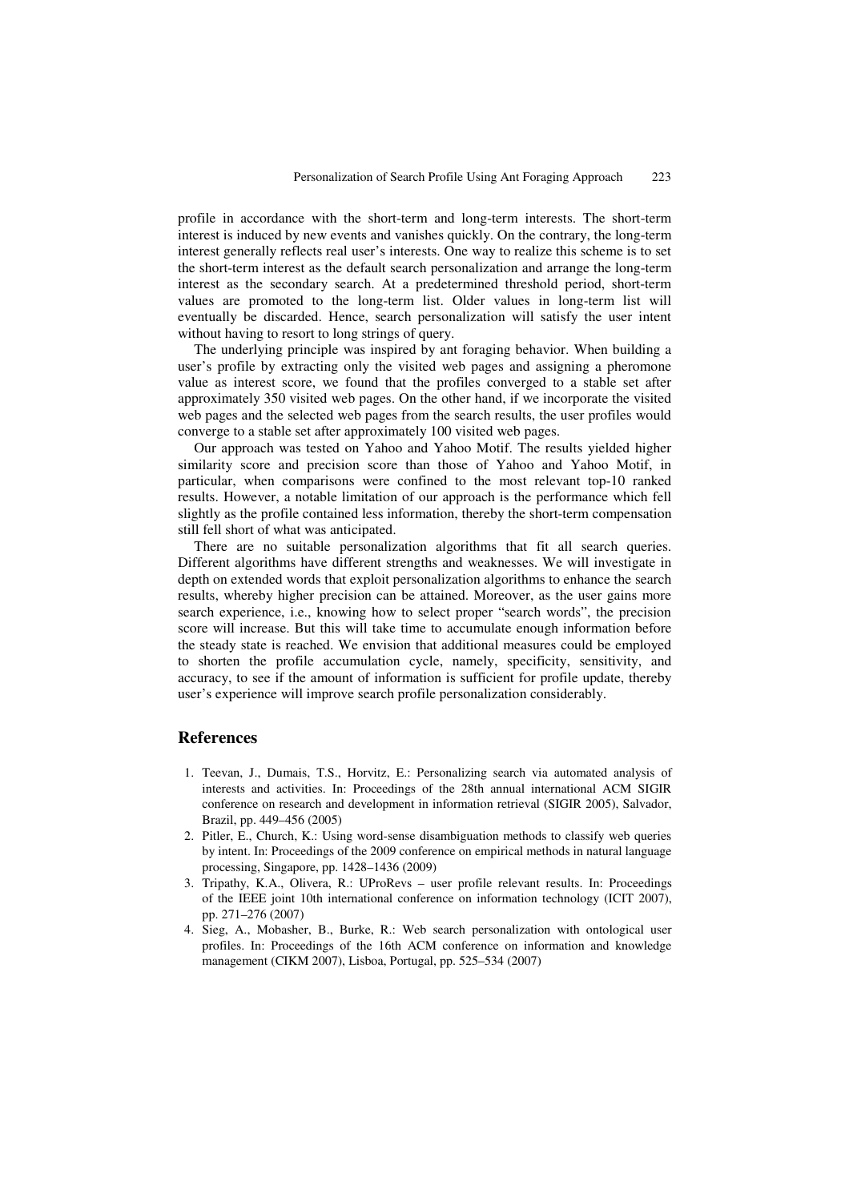profile in accordance with the short-term and long-term interests. The short-term interest is induced by new events and vanishes quickly. On the contrary, the long-term interest generally reflects real user's interests. One way to realize this scheme is to set the short-term interest as the default search personalization and arrange the long-term interest as the secondary search. At a predetermined threshold period, short-term values are promoted to the long-term list. Older values in long-term list will eventually be discarded. Hence, search personalization will satisfy the user intent without having to resort to long strings of query.

The underlying principle was inspired by ant foraging behavior. When building a user's profile by extracting only the visited web pages and assigning a pheromone value as interest score, we found that the profiles converged to a stable set after approximately 350 visited web pages. On the other hand, if we incorporate the visited web pages and the selected web pages from the search results, the user profiles would converge to a stable set after approximately 100 visited web pages.

Our approach was tested on Yahoo and Yahoo Motif. The results yielded higher similarity score and precision score than those of Yahoo and Yahoo Motif, in particular, when comparisons were confined to the most relevant top-10 ranked results. However, a notable limitation of our approach is the performance which fell slightly as the profile contained less information, thereby the short-term compensation still fell short of what was anticipated.

There are no suitable personalization algorithms that fit all search queries. Different algorithms have different strengths and weaknesses. We will investigate in depth on extended words that exploit personalization algorithms to enhance the search results, whereby higher precision can be attained. Moreover, as the user gains more search experience, i.e., knowing how to select proper "search words", the precision score will increase. But this will take time to accumulate enough information before the steady state is reached. We envision that additional measures could be employed to shorten the profile accumulation cycle, namely, specificity, sensitivity, and accuracy, to see if the amount of information is sufficient for profile update, thereby user's experience will improve search profile personalization considerably.

## References

1. Teevan, J., Dumais, T.S., Horvitz, E.: Personalizing search via automated analysis of interests and activities. In: Proceedings of the 28th annual international ACM SIGIR conference on research and development in information retrieval (SIGIR 2005), Salvador, Brazil, pp. 449–456 (2005)
2. Pitler, E., Church, K.: Using word-sense disambiguation methods to classify web queries by intent. In: Proceedings of the 2009 conference on empirical methods in natural language processing, Singapore, pp. 1428–1436 (2009)
3. Tripathy, K.A., Olivera, R.: UProRevs – user profile relevant results. In: Proceedings of the IEEE joint 10th international conference on information technology (ICIT 2007), pp. 271–276 (2007)
4. Sieg, A., Mobasher, B., Burke, R.: Web search personalization with ontological user profiles. In: Proceedings of the 16th ACM conference on information and knowledge management (CIKM 2007), Lisboa, Portugal, pp. 525–534 (2007)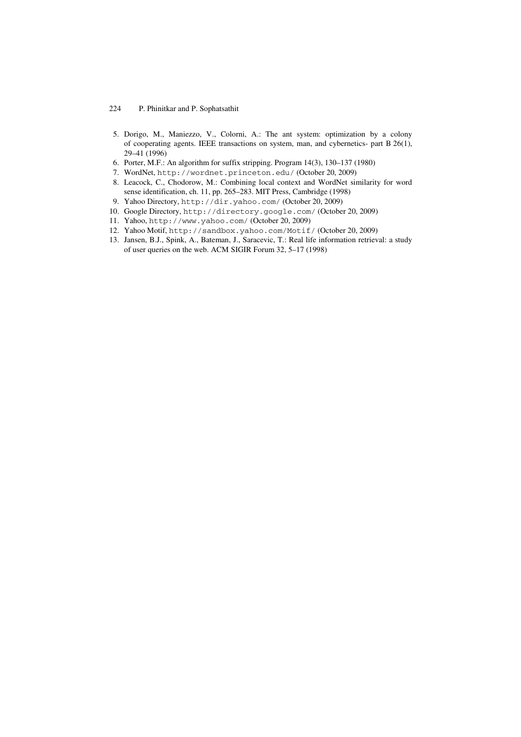5. Dorigo, M., Maniezzo, V., Colorni, A.: The ant system: optimization by a colony of cooperating agents. IEEE transactions on system, man, and cybernetics- part B 26(1), 29–41 (1996)
6. Porter, M.F.: An algorithm for suffix stripping. Program 14(3), 130–137 (1980)
7. WordNet, `http://wordnet.princeton.edu/` (October 20, 2009)
8. Leacock, C., Chodorow, M.: Combining local context and WordNet similarity for word sense identification, ch. 11, pp. 265–283. MIT Press, Cambridge (1998)
9. Yahoo Directory, `http://dir.yahoo.com/` (October 20, 2009)
10. Google Directory, `http://directory.google.com/` (October 20, 2009)
11. Yahoo, `http://www.yahoo.com/` (October 20, 2009)
12. Yahoo Motif, `http://sandbox.yahoo.com/Motif/` (October 20, 2009)
13. Jansen, B.J., Spink, A., Bateman, J., Saracevic, T.: Real life information retrieval: a study of user queries on the web. ACM SIGIR Forum 32, 5–17 (1998)